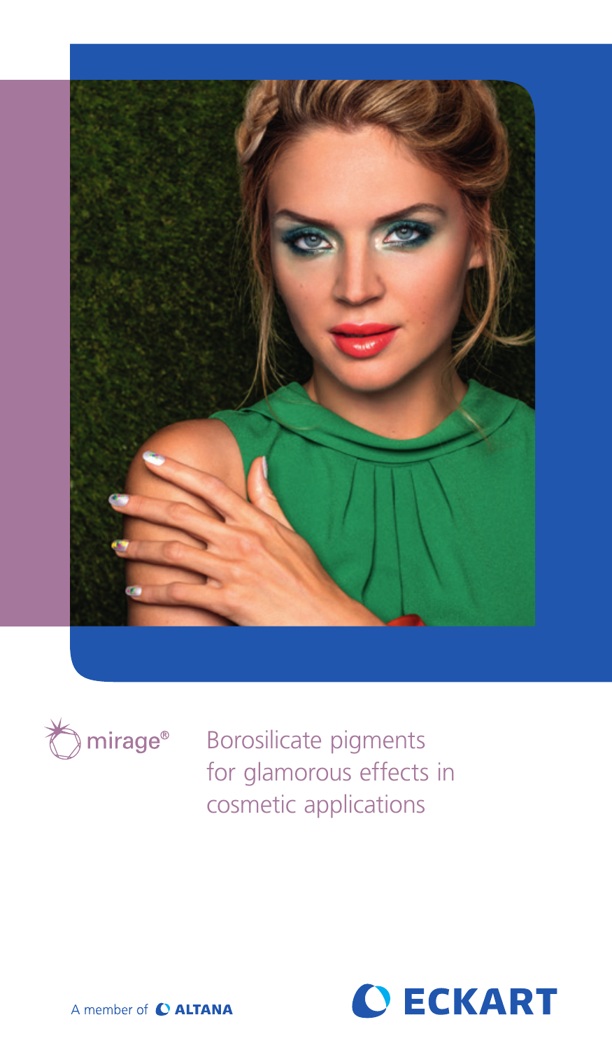mirage®

# Borosilicate pigments for glamorous effects in cosmetic applications

A member of ALTANA

ECKART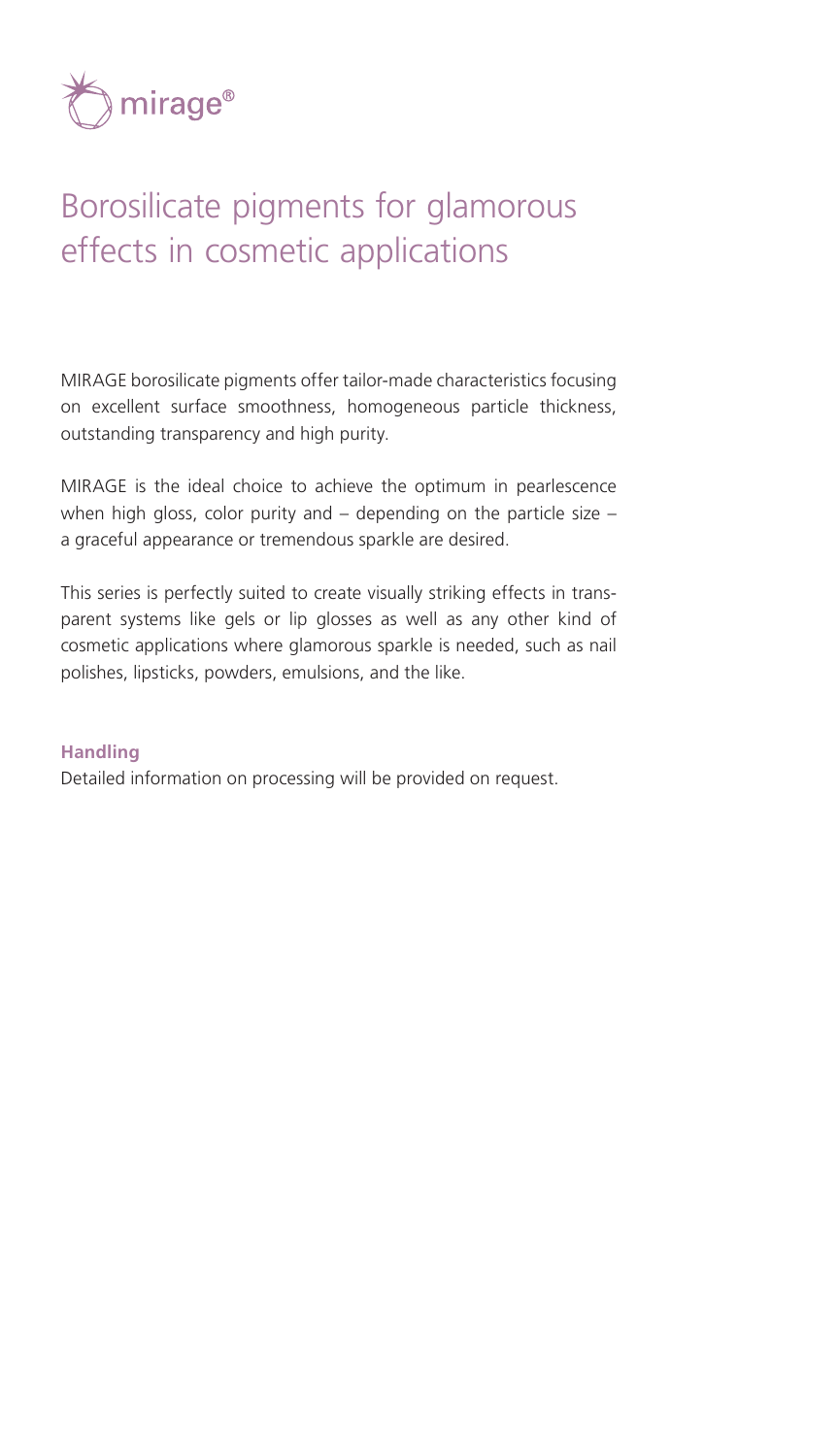mirage®

# Borosilicate pigments for glamorous effects in cosmetic applications

MIRAGE borosilicate pigments offer tailor-made characteristics focusing on excellent surface smoothness, homogeneous particle thickness, outstanding transparency and high purity.

MIRAGE is the ideal choice to achieve the optimum in pearlescence when high gloss, color purity and – depending on the particle size – a graceful appearance or tremendous sparkle are desired.

This series is perfectly suited to create visually striking effects in transparent systems like gels or lip glosses as well as any other kind of cosmetic applications where glamorous sparkle is needed, such as nail polishes, lipsticks, powders, emulsions, and the like.

**Handling**

Detailed information on processing will be provided on request.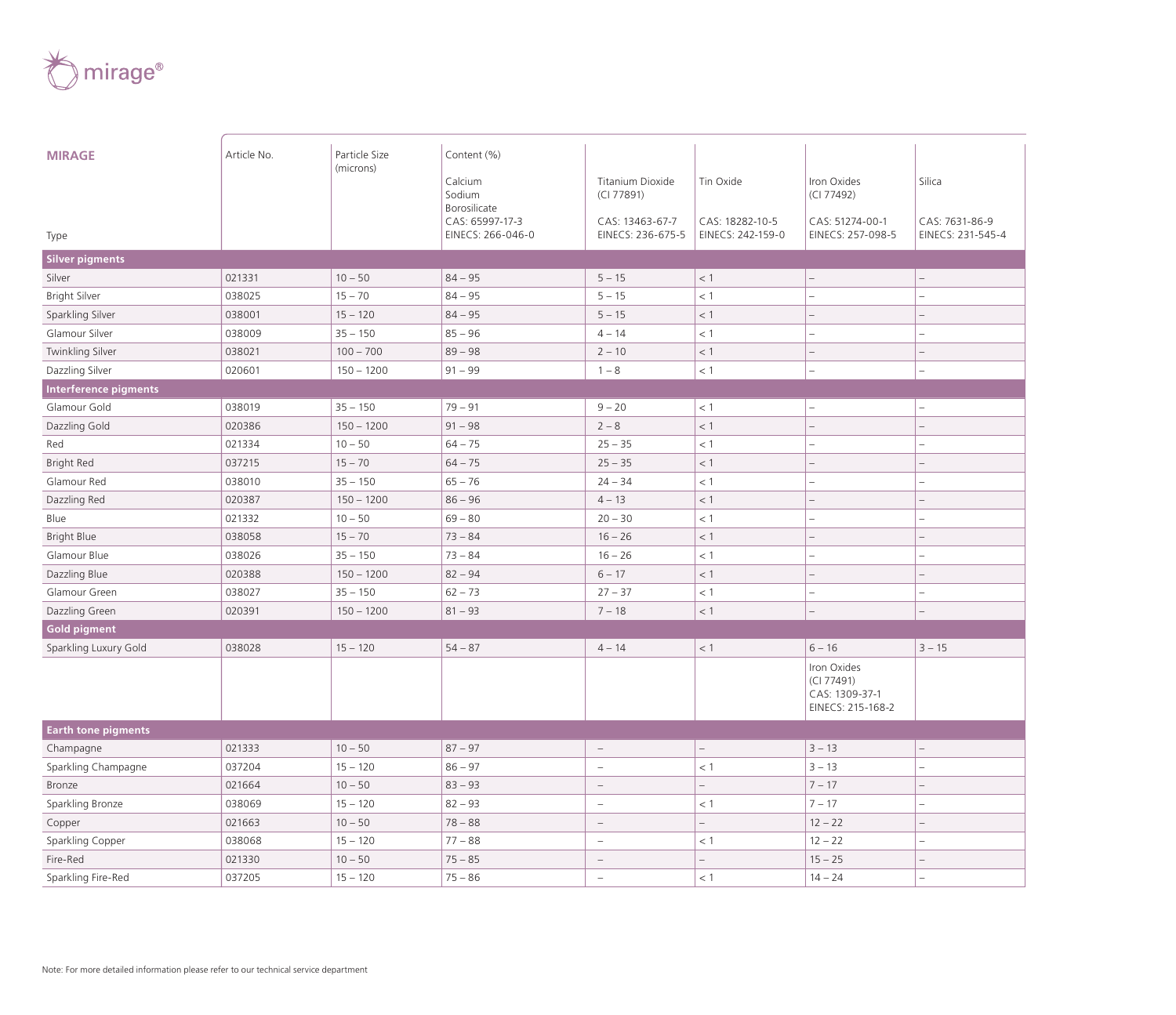| MIRAGE | Article No. | Particle Size (microns) | Content (%) | | | | |
|---|---|---|---|---|---|---|---|
| | | | Calcium Sodium Borosilicate CAS: 65997-17-3 EINECS: 266-046-0 | Titanium Dioxide (CI 77891) CAS: 13463-67-7 EINECS: 236-675-5 | Tin Oxide CAS: 18282-10-5 EINECS: 242-159-0 | Iron Oxides (CI 77492) CAS: 51274-00-1 EINECS: 257-098-5 | Silica CAS: 7631-86-9 EINECS: 231-545-4 |
| Type | | | | | | | |
| **Silver pigments** | | | | | | | |
| Silver | 021331 | 10 – 50 | 84 – 95 | 5 – 15 | < 1 | – | – |
| Bright Silver | 038025 | 15 – 70 | 84 – 95 | 5 – 15 | < 1 | – | – |
| Sparkling Silver | 038001 | 15 – 120 | 84 – 95 | 5 – 15 | < 1 | – | – |
| Glamour Silver | 038009 | 35 – 150 | 85 – 96 | 4 – 14 | < 1 | – | – |
| Twinkling Silver | 038021 | 100 – 700 | 89 – 98 | 2 – 10 | < 1 | – | – |
| Dazzling Silver | 020601 | 150 – 1200 | 91 – 99 | 1 – 8 | < 1 | – | – |
| **Interference pigments** | | | | | | | |
| Glamour Gold | 038019 | 35 – 150 | 79 – 91 | 9 – 20 | < 1 | – | – |
| Dazzling Gold | 020386 | 150 – 1200 | 91 – 98 | 2 – 8 | < 1 | – | – |
| Red | 021334 | 10 – 50 | 64 – 75 | 25 – 35 | < 1 | – | – |
| Bright Red | 037215 | 15 – 70 | 64 – 75 | 25 – 35 | < 1 | – | – |
| Glamour Red | 038010 | 35 – 150 | 65 – 76 | 24 – 34 | < 1 | – | – |
| Dazzling Red | 020387 | 150 – 1200 | 86 – 96 | 4 – 13 | < 1 | – | – |
| Blue | 021332 | 10 – 50 | 69 – 80 | 20 – 30 | < 1 | – | – |
| Bright Blue | 038058 | 15 – 70 | 73 – 84 | 16 – 26 | < 1 | – | – |
| Glamour Blue | 038026 | 35 – 150 | 73 – 84 | 16 – 26 | < 1 | – | – |
| Dazzling Blue | 020388 | 150 – 1200 | 82 – 94 | 6 – 17 | < 1 | – | – |
| Glamour Green | 038027 | 35 – 150 | 62 – 73 | 27 – 37 | < 1 | – | – |
| Dazzling Green | 020391 | 150 – 1200 | 81 – 93 | 7 – 18 | < 1 | – | – |
| **Gold pigment** | | | | | | | |
| Sparkling Luxury Gold | 038028 | 15 – 120 | 54 – 87 | 4 – 14 | < 1 | 6 – 16 | 3 – 15 |
| | | | | | | Iron Oxides (CI 77491) CAS: 1309-37-1 EINECS: 215-168-2 | |
| **Earth tone pigments** | | | | | | | |
| Champagne | 021333 | 10 – 50 | 87 – 97 | – | – | 3 – 13 | – |
| Sparkling Champagne | 037204 | 15 – 120 | 86 – 97 | – | < 1 | 3 – 13 | – |
| Bronze | 021664 | 10 – 50 | 83 – 93 | – | – | 7 – 17 | – |
| Sparkling Bronze | 038069 | 15 – 120 | 82 – 93 | – | < 1 | 7 – 17 | – |
| Copper | 021663 | 10 – 50 | 78 – 88 | – | – | 12 – 22 | – |
| Sparkling Copper | 038068 | 15 – 120 | 77 – 88 | – | < 1 | 12 – 22 | – |
| Fire-Red | 021330 | 10 – 50 | 75 – 85 | – | – | 15 – 25 | – |
| Sparkling Fire-Red | 037205 | 15 – 120 | 75 – 86 | – | < 1 | 14 – 24 | – |

Note: For more detailed information please refer to our technical service department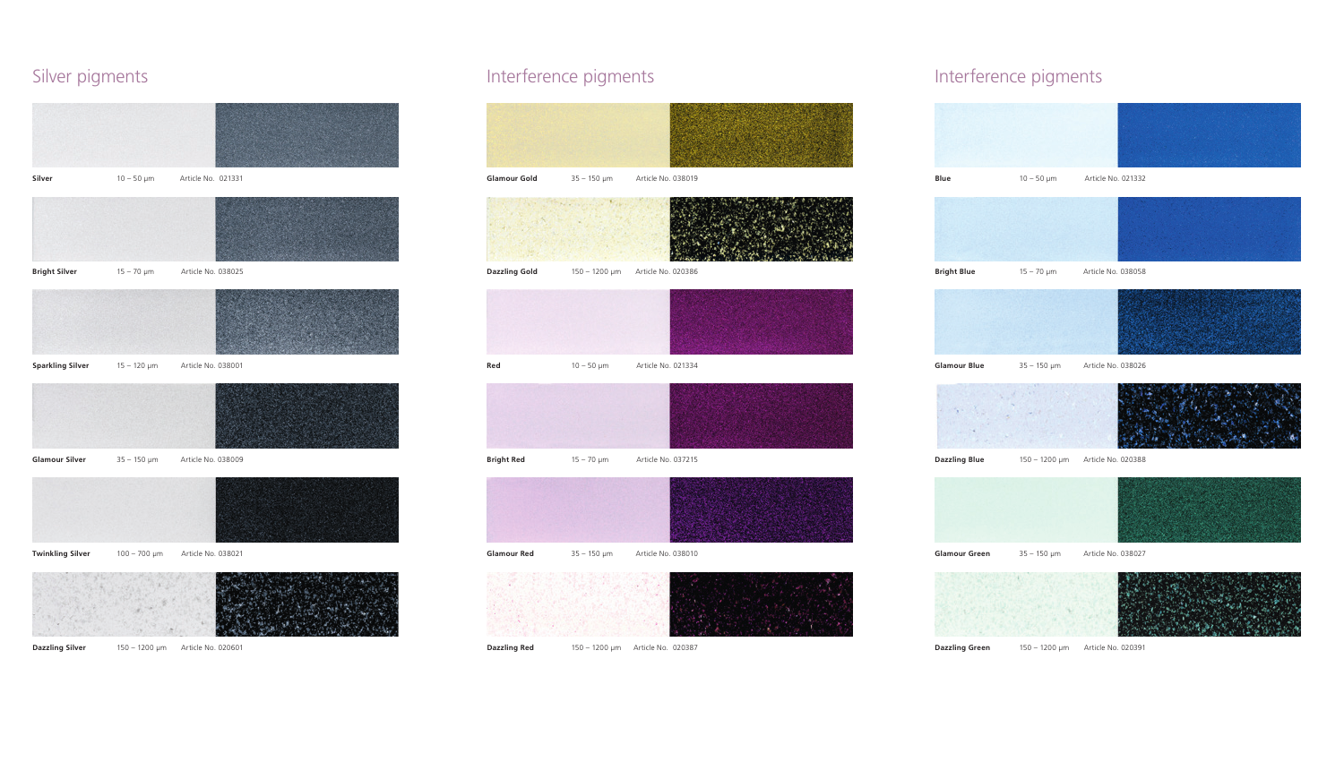## Silver pigments

| Name | Particle size | Article No. |
|---|---|---|
| Silver | 10 – 50 µm | Article No. 021331 |
| Bright Silver | 15 – 70 µm | Article No. 038025 |
| Sparkling Silver | 15 – 120 µm | Article No. 038001 |
| Glamour Silver | 35 – 150 µm | Article No. 038009 |
| Twinkling Silver | 100 – 700 µm | Article No. 038021 |
| Dazzling Silver | 150 – 1200 µm | Article No. 020601 |

## Interference pigments

| Name | Particle size | Article No. |
|---|---|---|
| Glamour Gold | 35 – 150 µm | Article No. 038019 |
| Dazzling Gold | 150 – 1200 µm | Article No. 020386 |
| Red | 10 – 50 µm | Article No. 021334 |
| Bright Red | 15 – 70 µm | Article No. 037215 |
| Glamour Red | 35 – 150 µm | Article No. 038010 |
| Dazzling Red | 150 – 1200 µm | Article No. 020387 |

## Interference pigments

| Name | Particle size | Article No. |
|---|---|---|
| Blue | 10 – 50 µm | Article No. 021332 |
| Bright Blue | 15 – 70 µm | Article No. 038058 |
| Glamour Blue | 35 – 150 µm | Article No. 038026 |
| Dazzling Blue | 150 – 1200 µm | Article No. 020388 |
| Glamour Green | 35 – 150 µm | Article No. 038027 |
| Dazzling Green | 150 – 1200 µm | Article No. 020391 |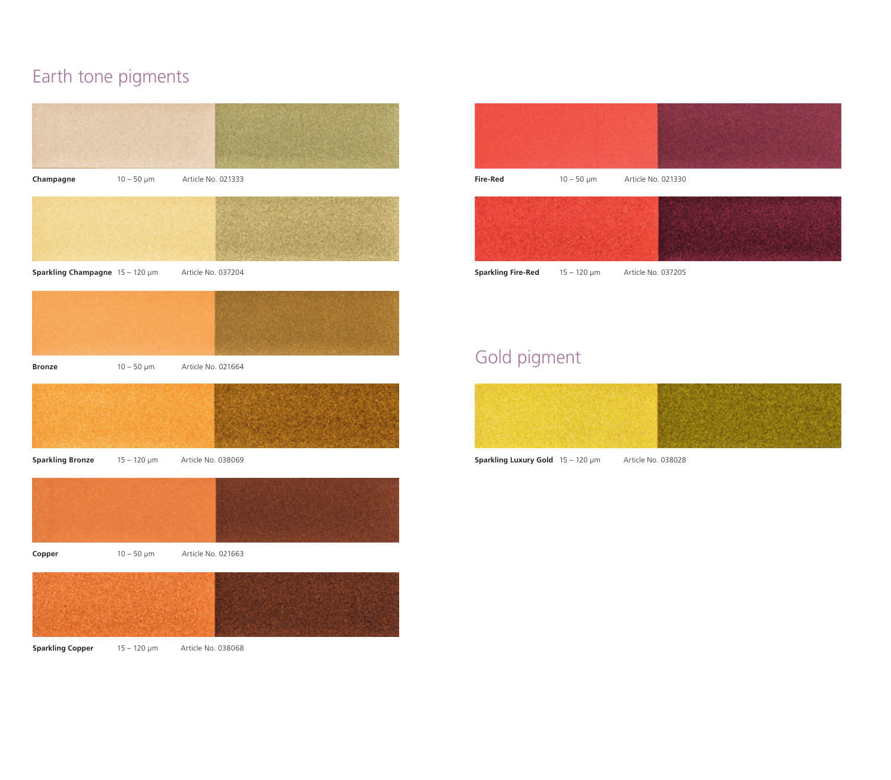## Earth tone pigments

**Champagne** 10 – 50 µm Article No. 021333

**Sparkling Champagne** 15 – 120 µm Article No. 037204

**Bronze** 10 – 50 µm Article No. 021664

**Sparkling Bronze** 15 – 120 µm Article No. 038069

**Copper** 10 – 50 µm Article No. 021663

**Sparkling Copper** 15 – 120 µm Article No. 038068

**Fire-Red** 10 – 50 µm Article No. 021330

**Sparkling Fire-Red** 15 – 120 µm Article No. 037205

## Gold pigment

**Sparkling Luxury Gold** 15 – 120 µm Article No. 038028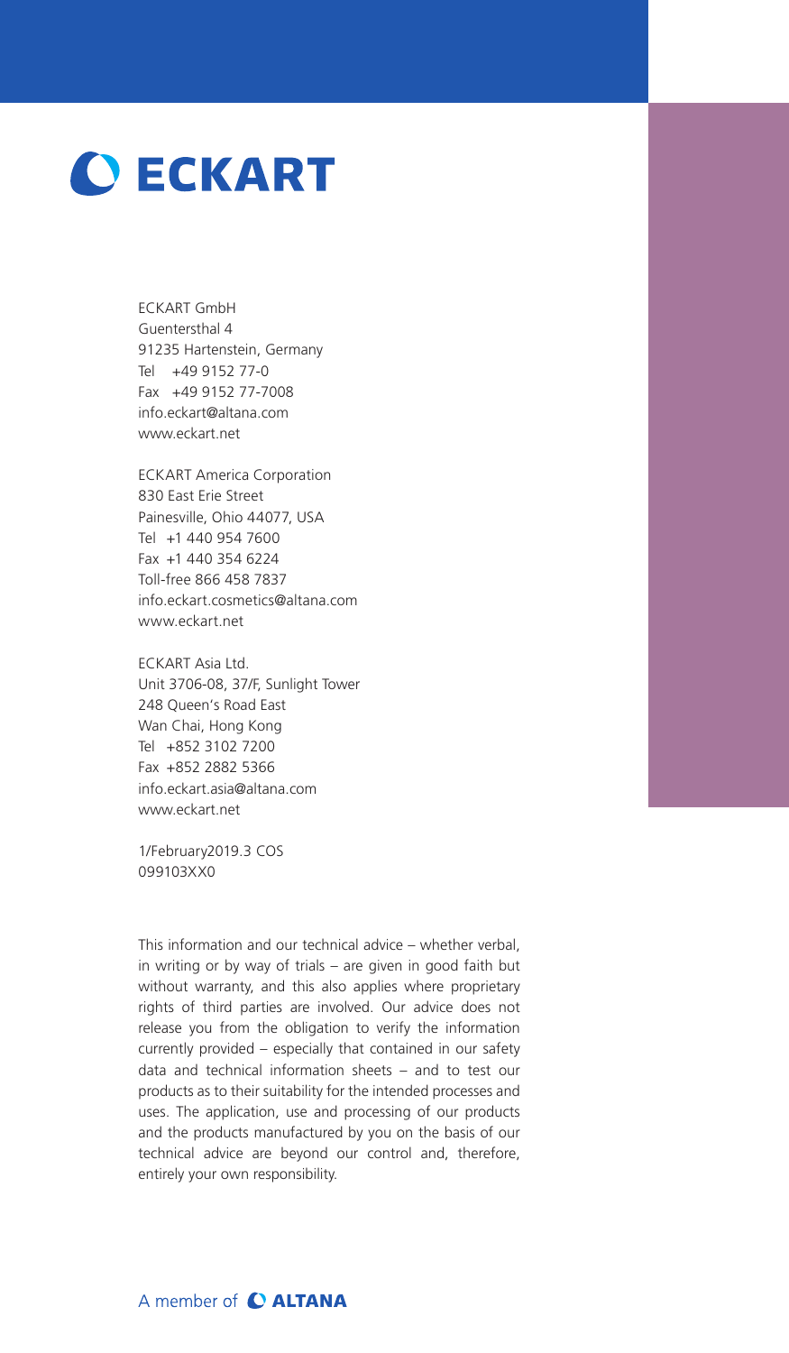# ECKART

ECKART GmbH
Guentersthal 4
91235 Hartenstein, Germany
Tel +49 9152 77-0
Fax +49 9152 77-7008
info.eckart@altana.com
www.eckart.net

ECKART America Corporation
830 East Erie Street
Painesville, Ohio 44077, USA
Tel +1 440 954 7600
Fax +1 440 354 6224
Toll-free 866 458 7837
info.eckart.cosmetics@altana.com
www.eckart.net

ECKART Asia Ltd.
Unit 3706-08, 37/F, Sunlight Tower
248 Queen's Road East
Wan Chai, Hong Kong
Tel +852 3102 7200
Fax +852 2882 5366
info.eckart.asia@altana.com
www.eckart.net

1/February2019.3 COS
099103XX0

This information and our technical advice – whether verbal, in writing or by way of trials – are given in good faith but without warranty, and this also applies where proprietary rights of third parties are involved. Our advice does not release you from the obligation to verify the information currently provided – especially that contained in our safety data and technical information sheets – and to test our products as to their suitability for the intended processes and uses. The application, use and processing of our products and the products manufactured by you on the basis of our technical advice are beyond our control and, therefore, entirely your own responsibility.

A member of ALTANA